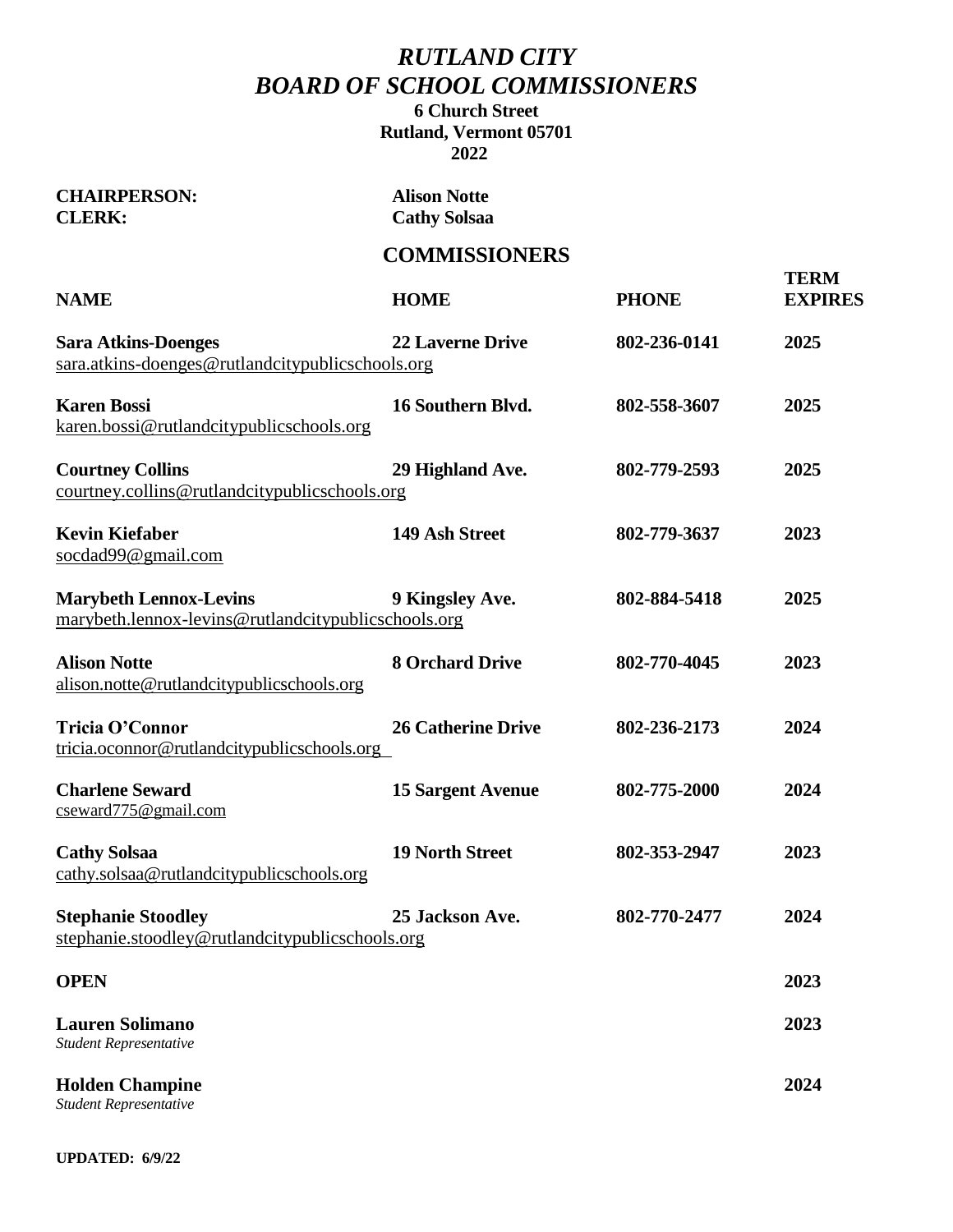# *RUTLAND CITY*
# *BOARD OF SCHOOL COMMISSIONERS*

**6 Church Street**
**Rutland, Vermont 05701**
**2022**

**CHAIRPERSON:** **Alison Notte**
**CLERK:** **Cathy Solsaa**

## COMMISSIONERS

| NAME | HOME | PHONE | TERM EXPIRES |
|---|---|---|---|
| **Sara Atkins-Doenges**<br>sara.atkins-doenges@rutlandcitypublicschools.org | **22 Laverne Drive** | **802-236-0141** | **2025** |
| **Karen Bossi**<br>karen.bossi@rutlandcitypublicschools.org | **16 Southern Blvd.** | **802-558-3607** | **2025** |
| **Courtney Collins**<br>courtney.collins@rutlandcitypublicschools.org | **29 Highland Ave.** | **802-779-2593** | **2025** |
| **Kevin Kiefaber**<br>socdad99@gmail.com | **149 Ash Street** | **802-779-3637** | **2023** |
| **Marybeth Lennox-Levins**<br>marybeth.lennox-levins@rutlandcitypublicschools.org | **9 Kingsley Ave.** | **802-884-5418** | **2025** |
| **Alison Notte**<br>alison.notte@rutlandcitypublicschools.org | **8 Orchard Drive** | **802-770-4045** | **2023** |
| **Tricia O'Connor**<br>tricia.oconnor@rutlandcitypublicschools.org | **26 Catherine Drive** | **802-236-2173** | **2024** |
| **Charlene Seward**<br>cseward775@gmail.com | **15 Sargent Avenue** | **802-775-2000** | **2024** |
| **Cathy Solsaa**<br>cathy.solsaa@rutlandcitypublicschools.org | **19 North Street** | **802-353-2947** | **2023** |
| **Stephanie Stoodley**<br>stephanie.stoodley@rutlandcitypublicschools.org | **25 Jackson Ave.** | **802-770-2477** | **2024** |
| **OPEN** | | | **2023** |
| **Lauren Solimano**<br>*Student Representative* | | | **2023** |
| **Holden Champine**<br>*Student Representative* | | | **2024** |

**UPDATED: 6/9/22**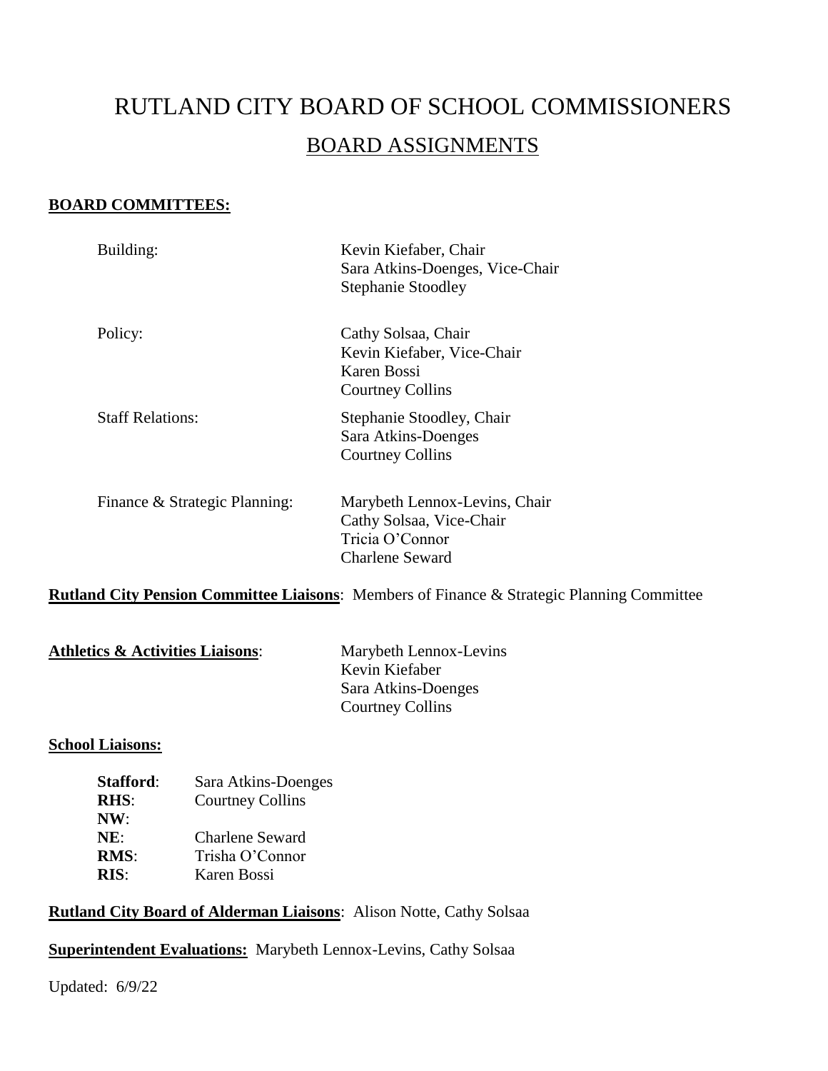# RUTLAND CITY BOARD OF SCHOOL COMMISSIONERS

## BOARD ASSIGNMENTS

**BOARD COMMITTEES:**

| | |
|---|---|
| Building: | Kevin Kiefaber, Chair<br>Sara Atkins-Doenges, Vice-Chair<br>Stephanie Stoodley |
| Policy: | Cathy Solsaa, Chair<br>Kevin Kiefaber, Vice-Chair<br>Karen Bossi<br>Courtney Collins |
| Staff Relations: | Stephanie Stoodley, Chair<br>Sara Atkins-Doenges<br>Courtney Collins |
| Finance & Strategic Planning: | Marybeth Lennox-Levins, Chair<br>Cathy Solsaa, Vice-Chair<br>Tricia O'Connor<br>Charlene Seward |

**Rutland City Pension Committee Liaisons**: Members of Finance & Strategic Planning Committee

**Athletics & Activities Liaisons**: Marybeth Lennox-Levins
Kevin Kiefaber
Sara Atkins-Doenges
Courtney Collins

**School Liaisons:**

| | |
|---|---|
| **Stafford**: | Sara Atkins-Doenges |
| **RHS**: | Courtney Collins |
| **NW**: | |
| **NE**: | Charlene Seward |
| **RMS**: | Trisha O'Connor |
| **RIS**: | Karen Bossi |

**Rutland City Board of Alderman Liaisons**: Alison Notte, Cathy Solsaa

**Superintendent Evaluations:** Marybeth Lennox-Levins, Cathy Solsaa

Updated: 6/9/22